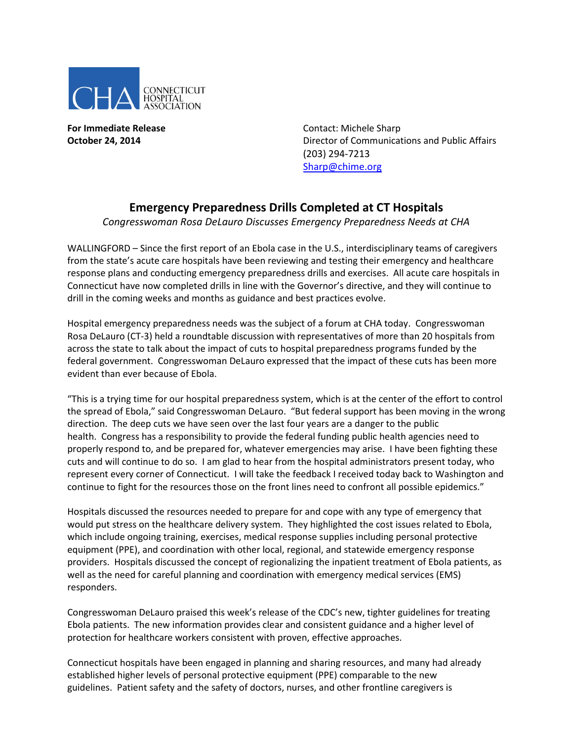CONNECTICUT HOSPITAL ASSOCIATION

**For Immediate Release**
**October 24, 2014**

Contact: Michele Sharp
Director of Communications and Public Affairs
(203) 294-7213
Sharp@chime.org

## Emergency Preparedness Drills Completed at CT Hospitals

*Congresswoman Rosa DeLauro Discusses Emergency Preparedness Needs at CHA*

WALLINGFORD – Since the first report of an Ebola case in the U.S., interdisciplinary teams of caregivers from the state's acute care hospitals have been reviewing and testing their emergency and healthcare response plans and conducting emergency preparedness drills and exercises. All acute care hospitals in Connecticut have now completed drills in line with the Governor's directive, and they will continue to drill in the coming weeks and months as guidance and best practices evolve.

Hospital emergency preparedness needs was the subject of a forum at CHA today. Congresswoman Rosa DeLauro (CT-3) held a roundtable discussion with representatives of more than 20 hospitals from across the state to talk about the impact of cuts to hospital preparedness programs funded by the federal government. Congresswoman DeLauro expressed that the impact of these cuts has been more evident than ever because of Ebola.

"This is a trying time for our hospital preparedness system, which is at the center of the effort to control the spread of Ebola," said Congresswoman DeLauro. "But federal support has been moving in the wrong direction. The deep cuts we have seen over the last four years are a danger to the public health. Congress has a responsibility to provide the federal funding public health agencies need to properly respond to, and be prepared for, whatever emergencies may arise. I have been fighting these cuts and will continue to do so. I am glad to hear from the hospital administrators present today, who represent every corner of Connecticut. I will take the feedback I received today back to Washington and continue to fight for the resources those on the front lines need to confront all possible epidemics."

Hospitals discussed the resources needed to prepare for and cope with any type of emergency that would put stress on the healthcare delivery system. They highlighted the cost issues related to Ebola, which include ongoing training, exercises, medical response supplies including personal protective equipment (PPE), and coordination with other local, regional, and statewide emergency response providers. Hospitals discussed the concept of regionalizing the inpatient treatment of Ebola patients, as well as the need for careful planning and coordination with emergency medical services (EMS) responders.

Congresswoman DeLauro praised this week's release of the CDC's new, tighter guidelines for treating Ebola patients. The new information provides clear and consistent guidance and a higher level of protection for healthcare workers consistent with proven, effective approaches.

Connecticut hospitals have been engaged in planning and sharing resources, and many had already established higher levels of personal protective equipment (PPE) comparable to the new guidelines. Patient safety and the safety of doctors, nurses, and other frontline caregivers is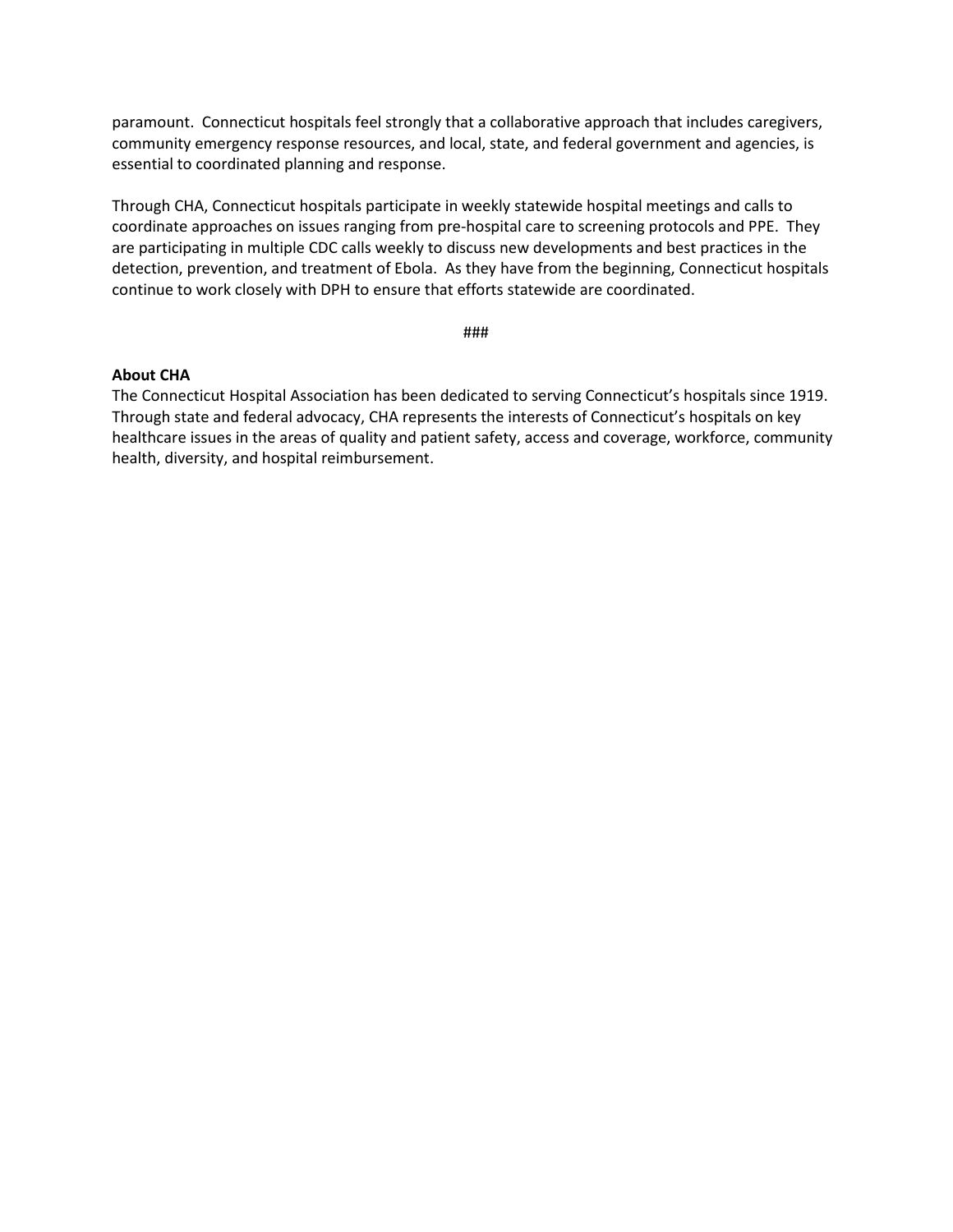paramount. Connecticut hospitals feel strongly that a collaborative approach that includes caregivers, community emergency response resources, and local, state, and federal government and agencies, is essential to coordinated planning and response.

Through CHA, Connecticut hospitals participate in weekly statewide hospital meetings and calls to coordinate approaches on issues ranging from pre-hospital care to screening protocols and PPE. They are participating in multiple CDC calls weekly to discuss new developments and best practices in the detection, prevention, and treatment of Ebola. As they have from the beginning, Connecticut hospitals continue to work closely with DPH to ensure that efforts statewide are coordinated.

###

**About CHA**

The Connecticut Hospital Association has been dedicated to serving Connecticut's hospitals since 1919. Through state and federal advocacy, CHA represents the interests of Connecticut's hospitals on key healthcare issues in the areas of quality and patient safety, access and coverage, workforce, community health, diversity, and hospital reimbursement.